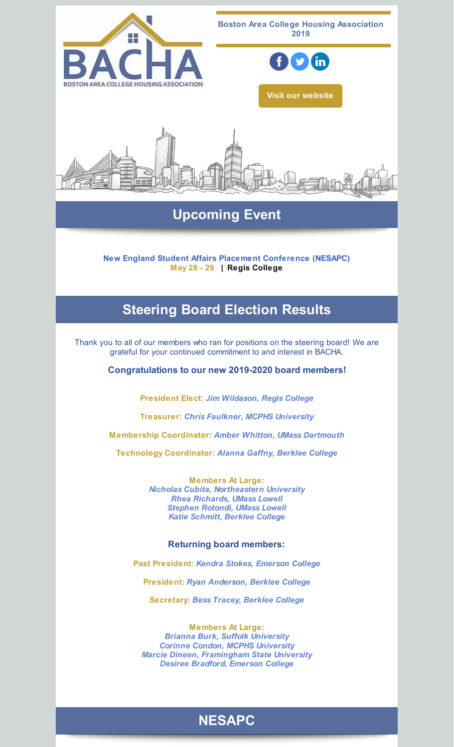Boston Area College Housing Association 2019

Visit our website

## Upcoming Event

**New England Student Affairs Placement Conference (NESAPC)**
**May 28 - 29 | Regis College**

## Steering Board Election Results

Thank you to all of our members who ran for positions on the steering board! We are grateful for your continued commitment to and interest in BACHA.

### Congratulations to our new 2019-2020 board members!

**President Elect:** *Jim Wildason, Regis College*

**Treasurer:** *Chris Faulkner, MCPHS University*

**Membership Coordinator:** *Amber Whitton, UMass Dartmouth*

**Technology Coordinator:** *Alanna Gaffny, Berklee College*

**Members At Large:**
*Nicholas Cubita, Northeastern University*
*Rhea Richards, UMass Lowell*
*Stephen Rotondi, UMass Lowell*
*Katie Schmitt, Berklee College*

### Returning board members:

**Past President:** *Kendra Stokes, Emerson College*

**President:** *Ryan Anderson, Berklee College*

**Secretary:** *Bess Tracey, Berklee College*

**Members At Large:**
*Brianna Burk, Suffolk University*
*Corinne Condon, MCPHS University*
*Marcie Dineen, Framingham State University*
*Desiree Bradford, Emerson College*

## NESAPC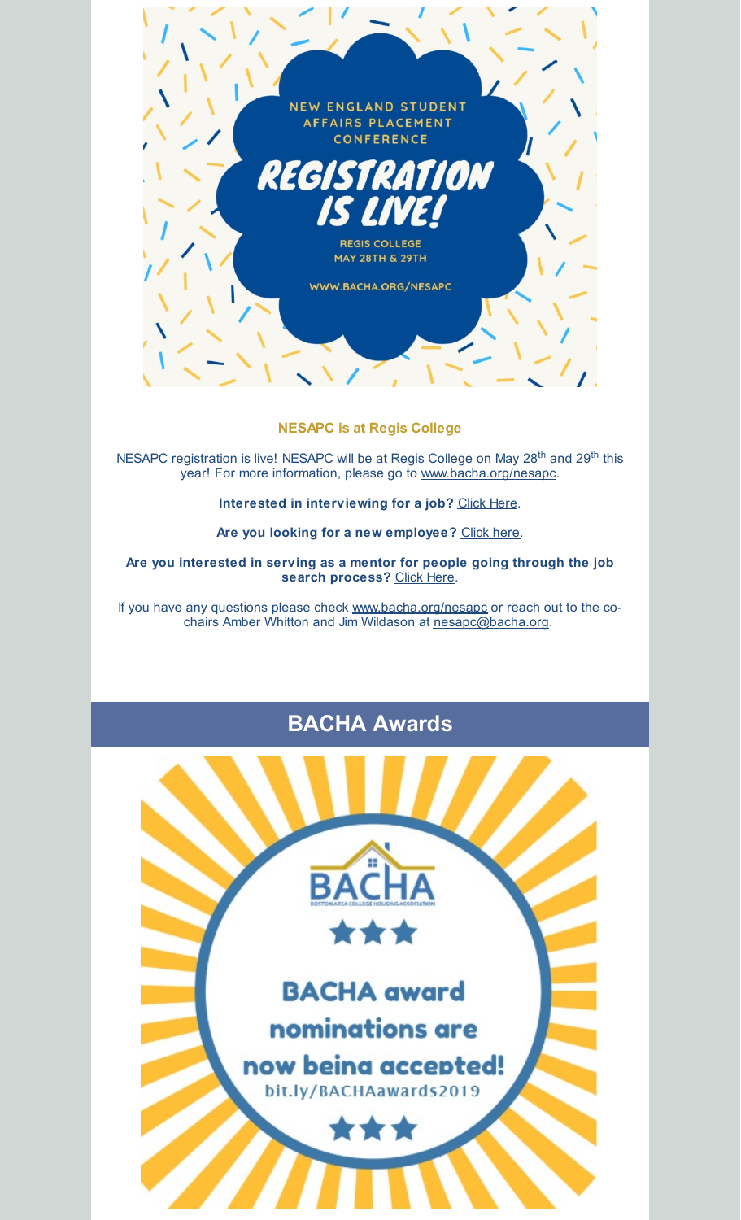NEW ENGLAND STUDENT AFFAIRS PLACEMENT CONFERENCE

REGISTRATION IS LIVE!

REGIS COLLEGE
MAY 28TH & 29TH

WWW.BACHA.ORG/NESAPC

**NESAPC is at Regis College**

NESAPC registration is live! NESAPC will be at Regis College on May 28th and 29th this year! For more information, please go to www.bacha.org/nesapc.

**Interested in interviewing for a job?** Click Here.

**Are you looking for a new employee?** Click here.

**Are you interested in serving as a mentor for people going through the job search process?** Click Here.

If you have any questions please check www.bacha.org/nesapc or reach out to the co-chairs Amber Whitton and Jim Wildason at nesapc@bacha.org.

## BACHA Awards

BACHA
BOSTON AREA COLLEGE HOUSING ASSOCIATION

BACHA award nominations are now being accepted!

bit.ly/BACHAawards2019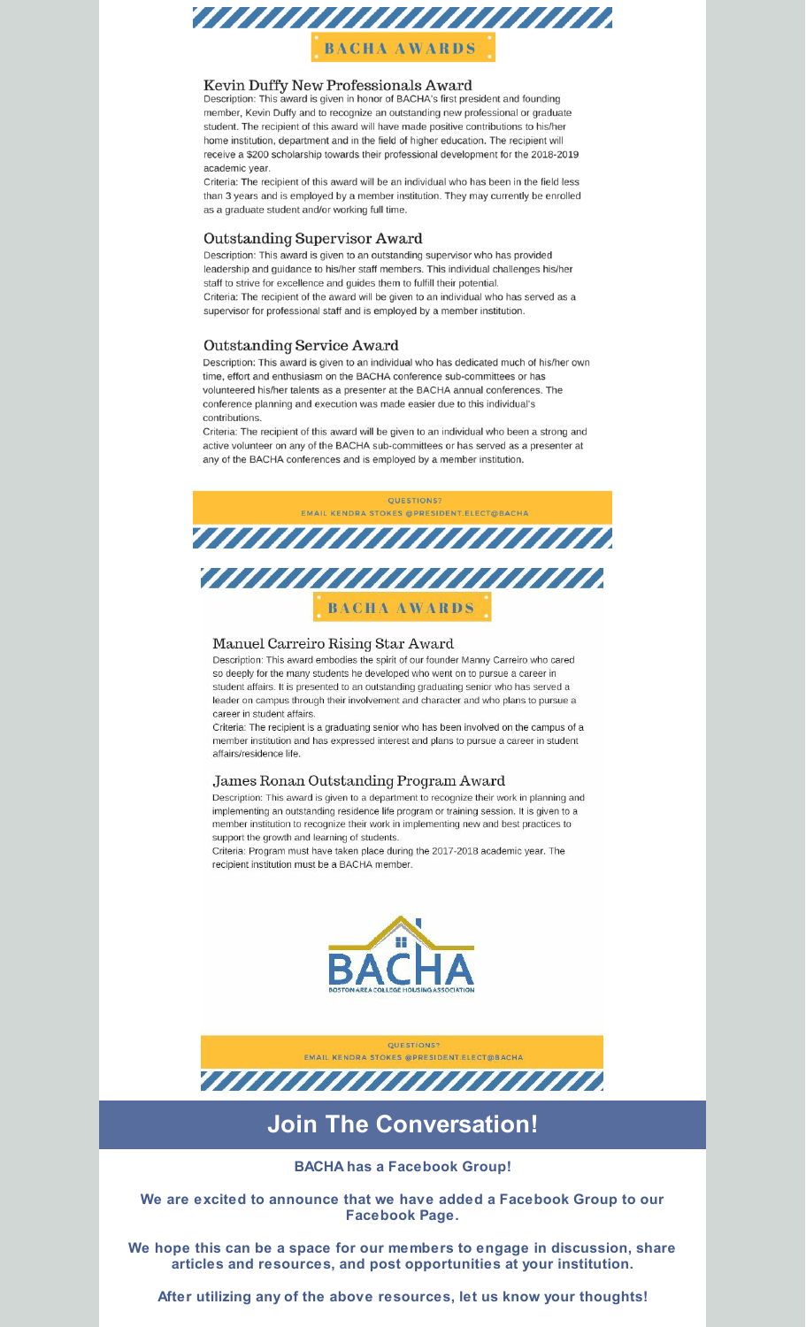## BACHA AWARDS

### Kevin Duffy New Professionals Award

Description: This award is given in honor of BACHA's first president and founding member, Kevin Duffy and to recognize an outstanding new professional or graduate student. The recipient of this award will have made positive contributions to his/her home institution, department and in the field of higher education. The recipient will receive a $200 scholarship towards their professional development for the 2018-2019 academic year.

Criteria: The recipient of this award will be an individual who has been in the field less than 3 years and is employed by a member institution. They may currently be enrolled as a graduate student and/or working full time.

### Outstanding Supervisor Award

Description: This award is given to an outstanding supervisor who has provided leadership and guidance to his/her staff members. This individual challenges his/her staff to strive for excellence and guides them to fulfill their potential.

Criteria: The recipient of the award will be given to an individual who has served as a supervisor for professional staff and is employed by a member institution.

### Outstanding Service Award

Description: This award is given to an individual who has dedicated much of his/her own time, effort and enthusiasm on the BACHA conference sub-committees or has volunteered his/her talents as a presenter at the BACHA annual conferences. The conference planning and execution was made easier due to this individual's contributions.

Criteria: The recipient of this award will be given to an individual who been a strong and active volunteer on any of the BACHA sub-committees or has served as a presenter at any of the BACHA conferences and is employed by a member institution.

QUESTIONS?
EMAIL KENDRA STOKES @PRESIDENT.ELECT@BACHA

## BACHA AWARDS

### Manuel Carreiro Rising Star Award

Description: This award embodies the spirit of our founder Manny Carreiro who cared so deeply for the many students he developed who went on to pursue a career in student affairs. It is presented to an outstanding graduating senior who has served a leader on campus through their involvement and character and who plans to pursue a career in student affairs.

Criteria: The recipient is a graduating senior who has been involved on the campus of a member institution and has expressed interest and plans to pursue a career in student affairs/residence life.

### James Ronan Outstanding Program Award

Description: This award is given to a department to recognize their work in planning and implementing an outstanding residence life program or training session. It is given to a member institution to recognize their work in implementing new and best practices to support the growth and learning of students.

Criteria: Program must have taken place during the 2017-2018 academic year. The recipient institution must be a BACHA member.

BACHA
BOSTON AREA COLLEGE HOUSING ASSOCIATION

QUESTIONS?
EMAIL KENDRA STOKES @PRESIDENT.ELECT@BACHA

# Join The Conversation!

**BACHA has a Facebook Group!**

**We are excited to announce that we have added a Facebook Group to our Facebook Page.**

**We hope this can be a space for our members to engage in discussion, share articles and resources, and post opportunities at your institution.**

**After utilizing any of the above resources, let us know your thoughts!**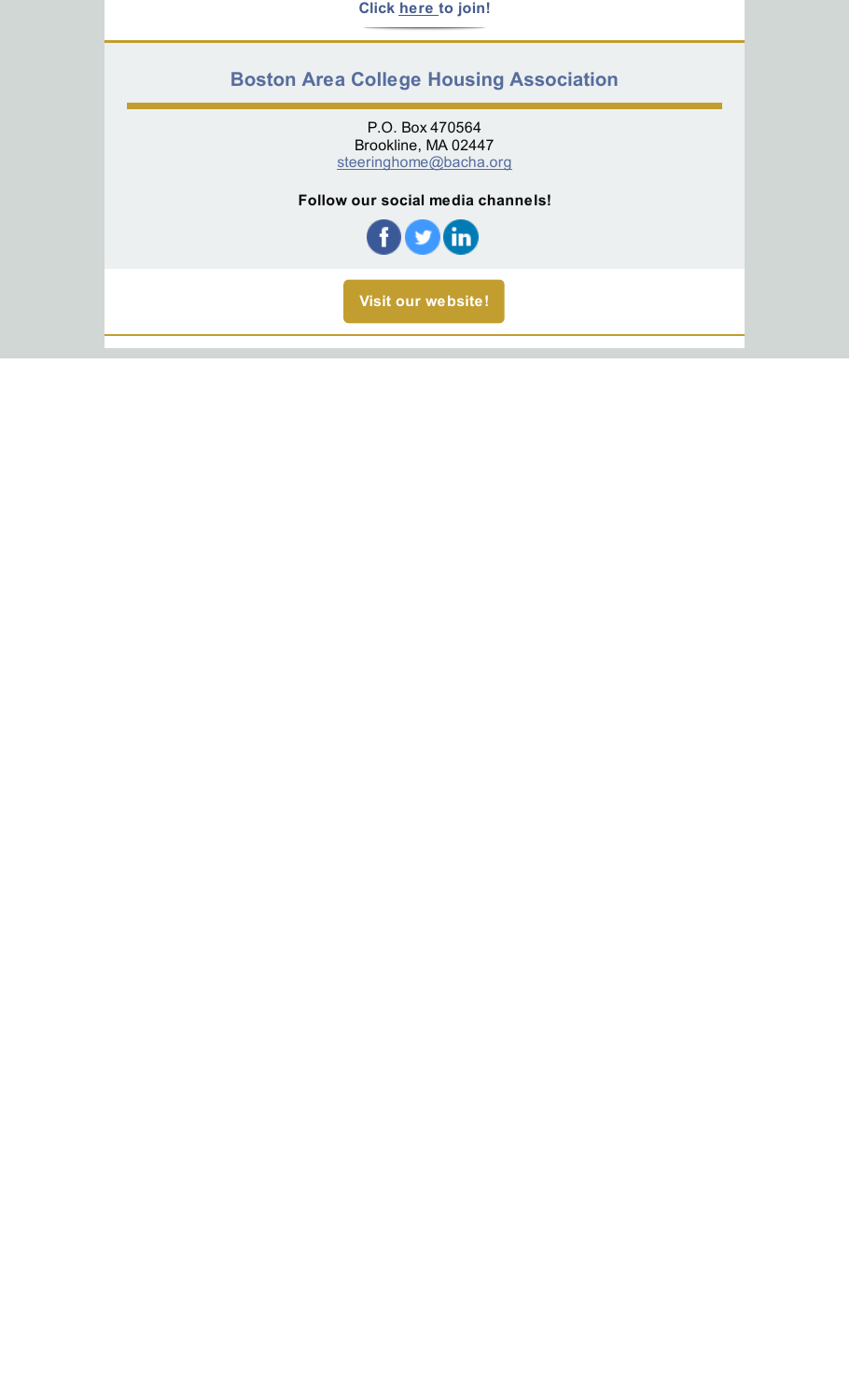**Click here to join!**

## Boston Area College Housing Association

P.O. Box 470564
Brookline, MA 02447
steeringhome@bacha.org

**Follow our social media channels!**

**Visit our website!**